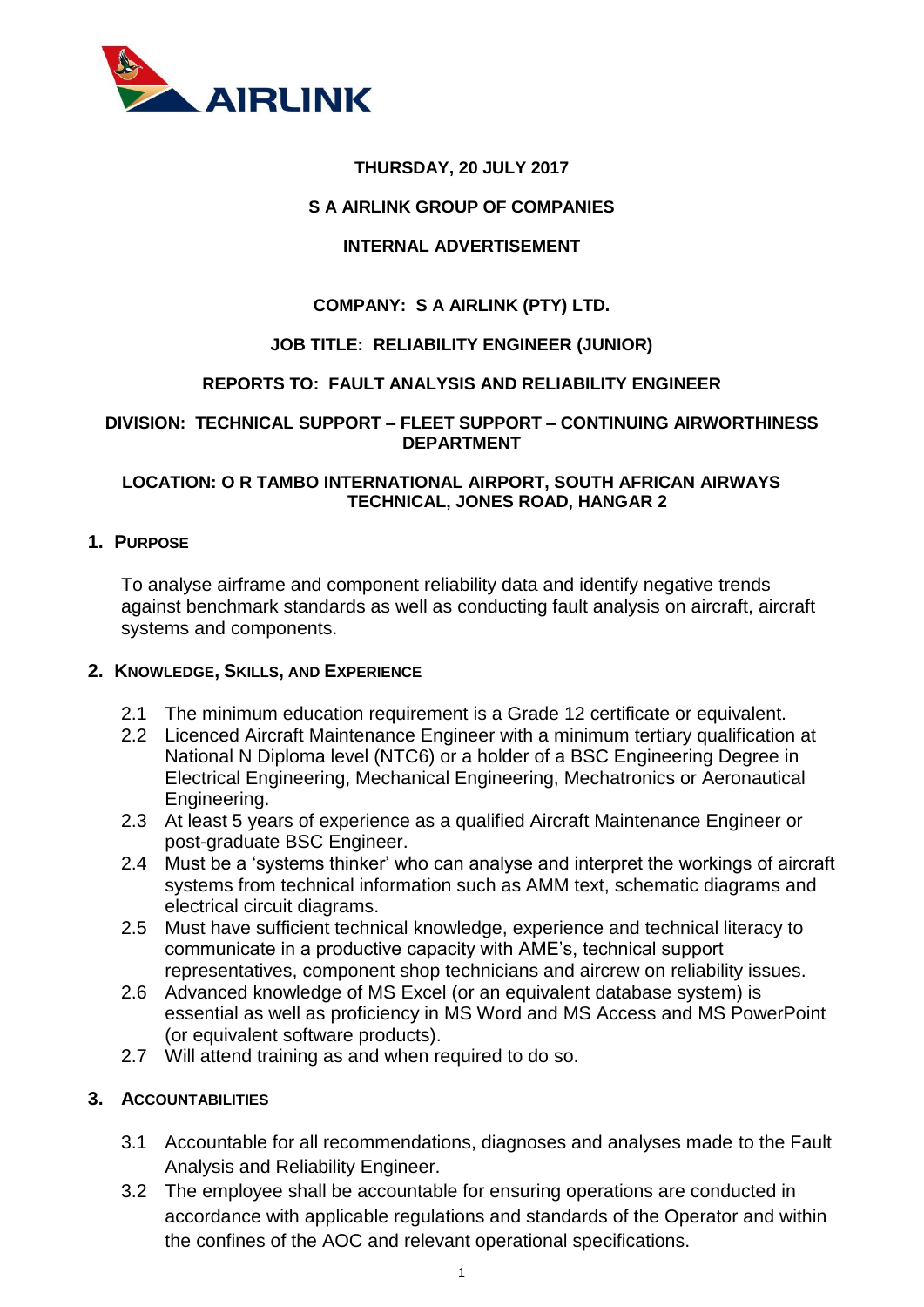**THURSDAY, 20 JULY 2017**

**S A AIRLINK GROUP OF COMPANIES**

**INTERNAL ADVERTISEMENT**

**COMPANY: S A AIRLINK (PTY) LTD.**

**JOB TITLE: RELIABILITY ENGINEER (JUNIOR)**

**REPORTS TO: FAULT ANALYSIS AND RELIABILITY ENGINEER**

**DIVISION: TECHNICAL SUPPORT – FLEET SUPPORT – CONTINUING AIRWORTHINESS DEPARTMENT**

**LOCATION: O R TAMBO INTERNATIONAL AIRPORT, SOUTH AFRICAN AIRWAYS TECHNICAL, JONES ROAD, HANGAR 2**

## 1. Purpose

To analyse airframe and component reliability data and identify negative trends against benchmark standards as well as conducting fault analysis on aircraft, aircraft systems and components.

## 2. Knowledge, Skills, and Experience

2.1 The minimum education requirement is a Grade 12 certificate or equivalent.

2.2 Licenced Aircraft Maintenance Engineer with a minimum tertiary qualification at National N Diploma level (NTC6) or a holder of a BSC Engineering Degree in Electrical Engineering, Mechanical Engineering, Mechatronics or Aeronautical Engineering.

2.3 At least 5 years of experience as a qualified Aircraft Maintenance Engineer or post-graduate BSC Engineer.

2.4 Must be a 'systems thinker' who can analyse and interpret the workings of aircraft systems from technical information such as AMM text, schematic diagrams and electrical circuit diagrams.

2.5 Must have sufficient technical knowledge, experience and technical literacy to communicate in a productive capacity with AME's, technical support representatives, component shop technicians and aircrew on reliability issues.

2.6 Advanced knowledge of MS Excel (or an equivalent database system) is essential as well as proficiency in MS Word and MS Access and MS PowerPoint (or equivalent software products).

2.7 Will attend training as and when required to do so.

## 3. Accountabilities

3.1 Accountable for all recommendations, diagnoses and analyses made to the Fault Analysis and Reliability Engineer.

3.2 The employee shall be accountable for ensuring operations are conducted in accordance with applicable regulations and standards of the Operator and within the confines of the AOC and relevant operational specifications.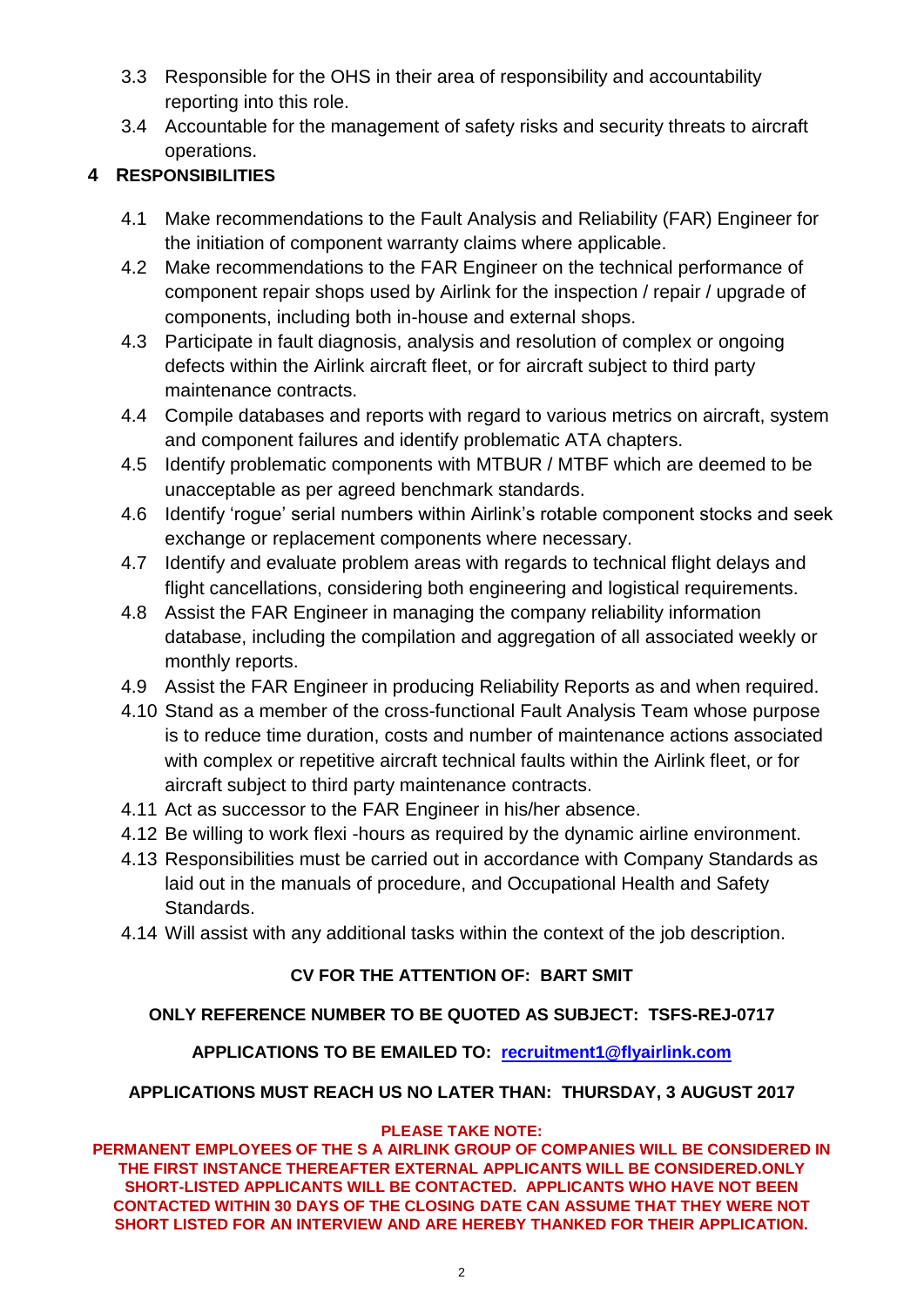3.3 Responsible for the OHS in their area of responsibility and accountability reporting into this role.

3.4 Accountable for the management of safety risks and security threats to aircraft operations.

## 4 RESPONSIBILITIES

4.1 Make recommendations to the Fault Analysis and Reliability (FAR) Engineer for the initiation of component warranty claims where applicable.

4.2 Make recommendations to the FAR Engineer on the technical performance of component repair shops used by Airlink for the inspection / repair / upgrade of components, including both in-house and external shops.

4.3 Participate in fault diagnosis, analysis and resolution of complex or ongoing defects within the Airlink aircraft fleet, or for aircraft subject to third party maintenance contracts.

4.4 Compile databases and reports with regard to various metrics on aircraft, system and component failures and identify problematic ATA chapters.

4.5 Identify problematic components with MTBUR / MTBF which are deemed to be unacceptable as per agreed benchmark standards.

4.6 Identify 'rogue' serial numbers within Airlink's rotable component stocks and seek exchange or replacement components where necessary.

4.7 Identify and evaluate problem areas with regards to technical flight delays and flight cancellations, considering both engineering and logistical requirements.

4.8 Assist the FAR Engineer in managing the company reliability information database, including the compilation and aggregation of all associated weekly or monthly reports.

4.9 Assist the FAR Engineer in producing Reliability Reports as and when required.

4.10 Stand as a member of the cross-functional Fault Analysis Team whose purpose is to reduce time duration, costs and number of maintenance actions associated with complex or repetitive aircraft technical faults within the Airlink fleet, or for aircraft subject to third party maintenance contracts.

4.11 Act as successor to the FAR Engineer in his/her absence.

4.12 Be willing to work flexi -hours as required by the dynamic airline environment.

4.13 Responsibilities must be carried out in accordance with Company Standards as laid out in the manuals of procedure, and Occupational Health and Safety Standards.

4.14 Will assist with any additional tasks within the context of the job description.

**CV FOR THE ATTENTION OF: BART SMIT**

**ONLY REFERENCE NUMBER TO BE QUOTED AS SUBJECT: TSFS-REJ-0717**

**APPLICATIONS TO BE EMAILED TO: recruitment1@flyairlink.com**

**APPLICATIONS MUST REACH US NO LATER THAN: THURSDAY, 3 AUGUST 2017**

**PLEASE TAKE NOTE:**

**PERMANENT EMPLOYEES OF THE S A AIRLINK GROUP OF COMPANIES WILL BE CONSIDERED IN THE FIRST INSTANCE THEREAFTER EXTERNAL APPLICANTS WILL BE CONSIDERED.ONLY SHORT-LISTED APPLICANTS WILL BE CONTACTED. APPLICANTS WHO HAVE NOT BEEN CONTACTED WITHIN 30 DAYS OF THE CLOSING DATE CAN ASSUME THAT THEY WERE NOT SHORT LISTED FOR AN INTERVIEW AND ARE HEREBY THANKED FOR THEIR APPLICATION.**